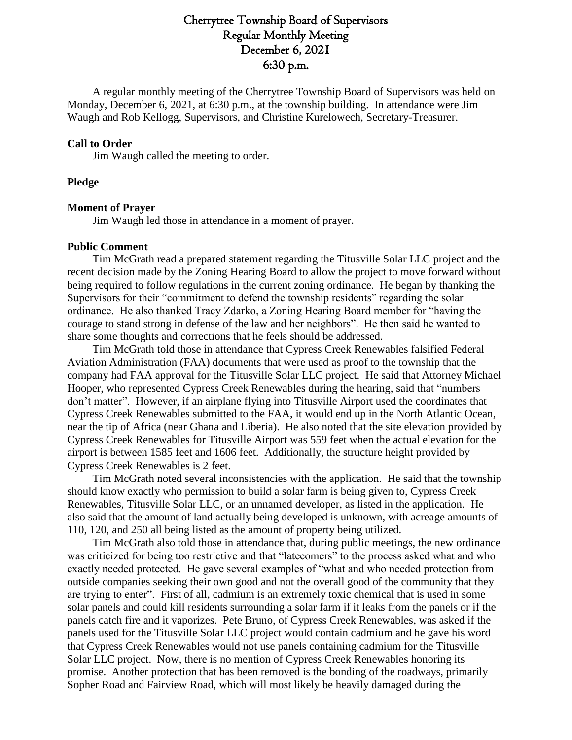# Cherrytree Township Board of Supervisors
## Regular Monthly Meeting
## December 6, 2021
## 6:30 p.m.

A regular monthly meeting of the Cherrytree Township Board of Supervisors was held on Monday, December 6, 2021, at 6:30 p.m., at the township building. In attendance were Jim Waugh and Rob Kellogg, Supervisors, and Christine Kurelowech, Secretary-Treasurer.

**Call to Order**

Jim Waugh called the meeting to order.

**Pledge**

**Moment of Prayer**

Jim Waugh led those in attendance in a moment of prayer.

**Public Comment**

Tim McGrath read a prepared statement regarding the Titusville Solar LLC project and the recent decision made by the Zoning Hearing Board to allow the project to move forward without being required to follow regulations in the current zoning ordinance. He began by thanking the Supervisors for their "commitment to defend the township residents" regarding the solar ordinance. He also thanked Tracy Zdarko, a Zoning Hearing Board member for "having the courage to stand strong in defense of the law and her neighbors". He then said he wanted to share some thoughts and corrections that he feels should be addressed.

Tim McGrath told those in attendance that Cypress Creek Renewables falsified Federal Aviation Administration (FAA) documents that were used as proof to the township that the company had FAA approval for the Titusville Solar LLC project. He said that Attorney Michael Hooper, who represented Cypress Creek Renewables during the hearing, said that "numbers don't matter". However, if an airplane flying into Titusville Airport used the coordinates that Cypress Creek Renewables submitted to the FAA, it would end up in the North Atlantic Ocean, near the tip of Africa (near Ghana and Liberia). He also noted that the site elevation provided by Cypress Creek Renewables for Titusville Airport was 559 feet when the actual elevation for the airport is between 1585 feet and 1606 feet. Additionally, the structure height provided by Cypress Creek Renewables is 2 feet.

Tim McGrath noted several inconsistencies with the application. He said that the township should know exactly who permission to build a solar farm is being given to, Cypress Creek Renewables, Titusville Solar LLC, or an unnamed developer, as listed in the application. He also said that the amount of land actually being developed is unknown, with acreage amounts of 110, 120, and 250 all being listed as the amount of property being utilized.

Tim McGrath also told those in attendance that, during public meetings, the new ordinance was criticized for being too restrictive and that "latecomers" to the process asked what and who exactly needed protected. He gave several examples of "what and who needed protection from outside companies seeking their own good and not the overall good of the community that they are trying to enter". First of all, cadmium is an extremely toxic chemical that is used in some solar panels and could kill residents surrounding a solar farm if it leaks from the panels or if the panels catch fire and it vaporizes. Pete Bruno, of Cypress Creek Renewables, was asked if the panels used for the Titusville Solar LLC project would contain cadmium and he gave his word that Cypress Creek Renewables would not use panels containing cadmium for the Titusville Solar LLC project. Now, there is no mention of Cypress Creek Renewables honoring its promise. Another protection that has been removed is the bonding of the roadways, primarily Sopher Road and Fairview Road, which will most likely be heavily damaged during the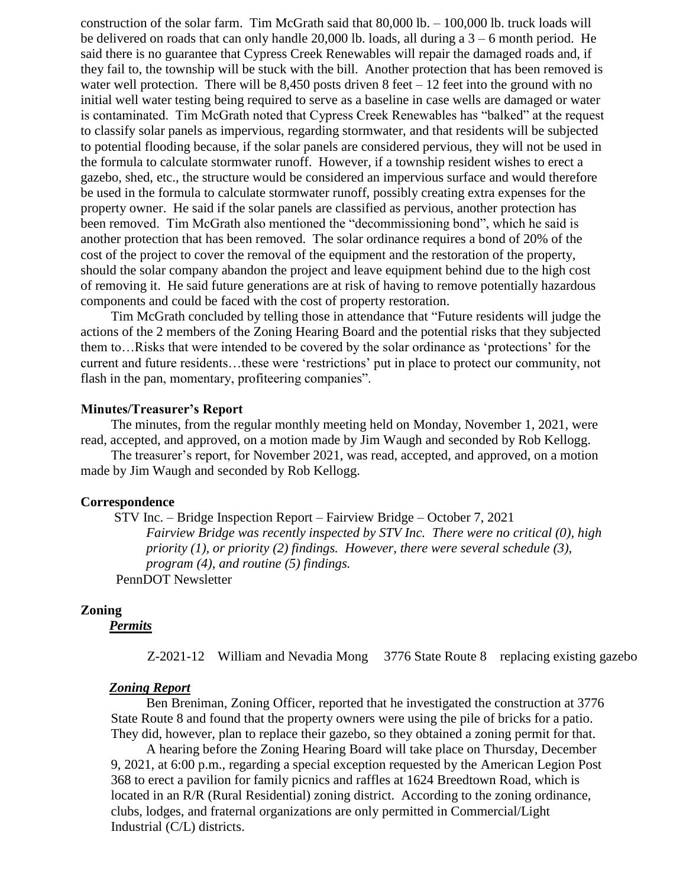construction of the solar farm. Tim McGrath said that 80,000 lb. – 100,000 lb. truck loads will be delivered on roads that can only handle 20,000 lb. loads, all during a 3 – 6 month period. He said there is no guarantee that Cypress Creek Renewables will repair the damaged roads and, if they fail to, the township will be stuck with the bill. Another protection that has been removed is water well protection. There will be 8,450 posts driven 8 feet – 12 feet into the ground with no initial well water testing being required to serve as a baseline in case wells are damaged or water is contaminated. Tim McGrath noted that Cypress Creek Renewables has "balked" at the request to classify solar panels as impervious, regarding stormwater, and that residents will be subjected to potential flooding because, if the solar panels are considered pervious, they will not be used in the formula to calculate stormwater runoff. However, if a township resident wishes to erect a gazebo, shed, etc., the structure would be considered an impervious surface and would therefore be used in the formula to calculate stormwater runoff, possibly creating extra expenses for the property owner. He said if the solar panels are classified as pervious, another protection has been removed. Tim McGrath also mentioned the "decommissioning bond", which he said is another protection that has been removed. The solar ordinance requires a bond of 20% of the cost of the project to cover the removal of the equipment and the restoration of the property, should the solar company abandon the project and leave equipment behind due to the high cost of removing it. He said future generations are at risk of having to remove potentially hazardous components and could be faced with the cost of property restoration.

Tim McGrath concluded by telling those in attendance that "Future residents will judge the actions of the 2 members of the Zoning Hearing Board and the potential risks that they subjected them to…Risks that were intended to be covered by the solar ordinance as 'protections' for the current and future residents…these were 'restrictions' put in place to protect our community, not flash in the pan, momentary, profiteering companies".

**Minutes/Treasurer's Report**

The minutes, from the regular monthly meeting held on Monday, November 1, 2021, were read, accepted, and approved, on a motion made by Jim Waugh and seconded by Rob Kellogg.

The treasurer's report, for November 2021, was read, accepted, and approved, on a motion made by Jim Waugh and seconded by Rob Kellogg.

**Correspondence**

STV Inc. – Bridge Inspection Report – Fairview Bridge – October 7, 2021

*Fairview Bridge was recently inspected by STV Inc. There were no critical (0), high priority (1), or priority (2) findings. However, there were several schedule (3), program (4), and routine (5) findings.*

PennDOT Newsletter

**Zoning**

***Permits***

Z-2021-12 William and Nevadia Mong 3776 State Route 8 replacing existing gazebo

***Zoning Report***

Ben Breniman, Zoning Officer, reported that he investigated the construction at 3776 State Route 8 and found that the property owners were using the pile of bricks for a patio. They did, however, plan to replace their gazebo, so they obtained a zoning permit for that.

A hearing before the Zoning Hearing Board will take place on Thursday, December 9, 2021, at 6:00 p.m., regarding a special exception requested by the American Legion Post 368 to erect a pavilion for family picnics and raffles at 1624 Breedtown Road, which is located in an R/R (Rural Residential) zoning district. According to the zoning ordinance, clubs, lodges, and fraternal organizations are only permitted in Commercial/Light Industrial (C/L) districts.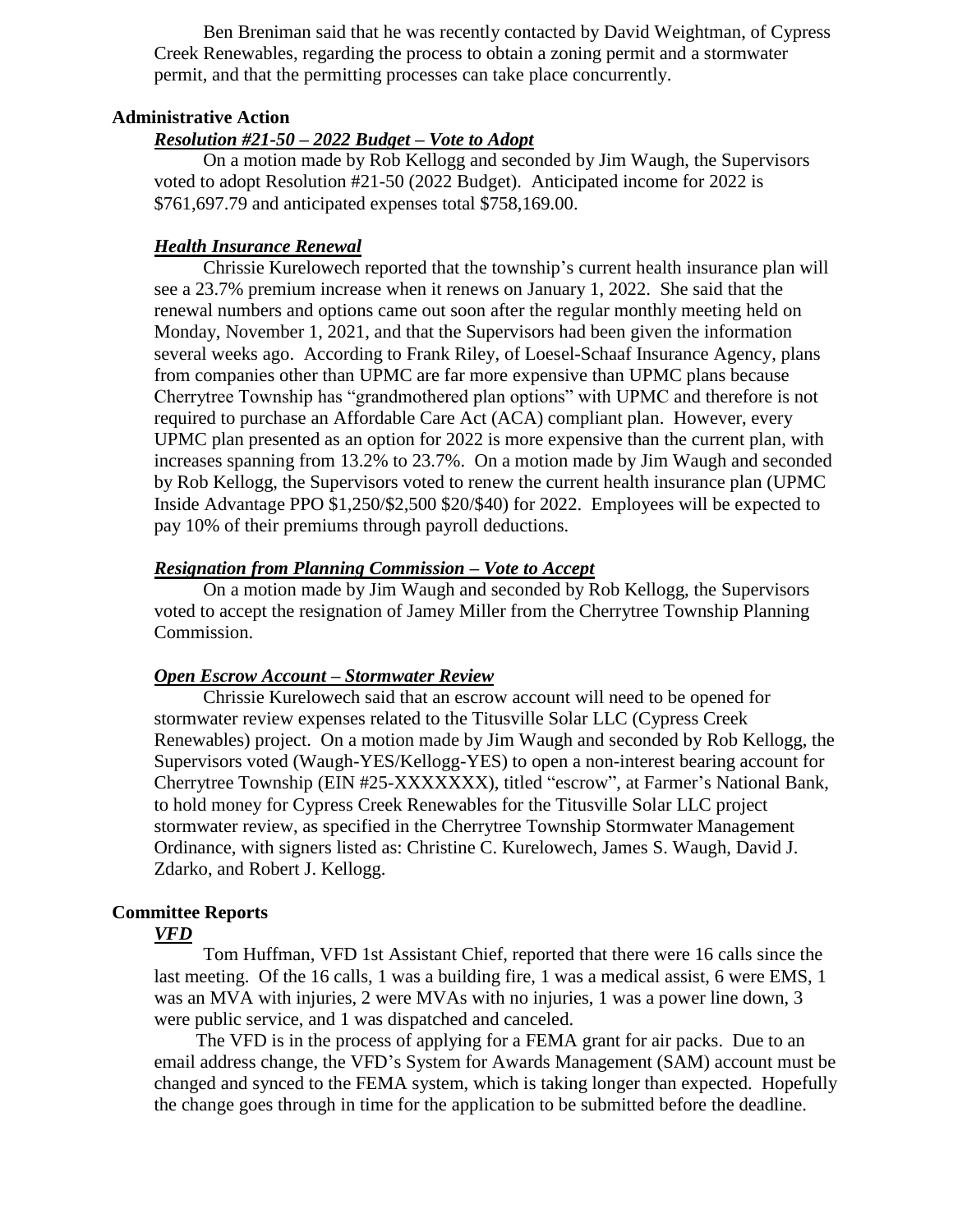Ben Breniman said that he was recently contacted by David Weightman, of Cypress Creek Renewables, regarding the process to obtain a zoning permit and a stormwater permit, and that the permitting processes can take place concurrently.

## Administrative Action

### ***Resolution #21-50 – 2022 Budget – Vote to Adopt***

On a motion made by Rob Kellogg and seconded by Jim Waugh, the Supervisors voted to adopt Resolution #21-50 (2022 Budget). Anticipated income for 2022 is $761,697.79 and anticipated expenses total $758,169.00.

### ***Health Insurance Renewal***

Chrissie Kurelowech reported that the township's current health insurance plan will see a 23.7% premium increase when it renews on January 1, 2022. She said that the renewal numbers and options came out soon after the regular monthly meeting held on Monday, November 1, 2021, and that the Supervisors had been given the information several weeks ago. According to Frank Riley, of Loesel-Schaaf Insurance Agency, plans from companies other than UPMC are far more expensive than UPMC plans because Cherrytree Township has "grandmothered plan options" with UPMC and therefore is not required to purchase an Affordable Care Act (ACA) compliant plan. However, every UPMC plan presented as an option for 2022 is more expensive than the current plan, with increases spanning from 13.2% to 23.7%. On a motion made by Jim Waugh and seconded by Rob Kellogg, the Supervisors voted to renew the current health insurance plan (UPMC Inside Advantage PPO $1,250/$2,500 $20/$40) for 2022. Employees will be expected to pay 10% of their premiums through payroll deductions.

### ***Resignation from Planning Commission – Vote to Accept***

On a motion made by Jim Waugh and seconded by Rob Kellogg, the Supervisors voted to accept the resignation of Jamey Miller from the Cherrytree Township Planning Commission.

### ***Open Escrow Account – Stormwater Review***

Chrissie Kurelowech said that an escrow account will need to be opened for stormwater review expenses related to the Titusville Solar LLC (Cypress Creek Renewables) project. On a motion made by Jim Waugh and seconded by Rob Kellogg, the Supervisors voted (Waugh-YES/Kellogg-YES) to open a non-interest bearing account for Cherrytree Township (EIN #25-XXXXXXX), titled "escrow", at Farmer's National Bank, to hold money for Cypress Creek Renewables for the Titusville Solar LLC project stormwater review, as specified in the Cherrytree Township Stormwater Management Ordinance, with signers listed as: Christine C. Kurelowech, James S. Waugh, David J. Zdarko, and Robert J. Kellogg.

## Committee Reports

### ***VFD***

Tom Huffman, VFD 1st Assistant Chief, reported that there were 16 calls since the last meeting. Of the 16 calls, 1 was a building fire, 1 was a medical assist, 6 were EMS, 1 was an MVA with injuries, 2 were MVAs with no injuries, 1 was a power line down, 3 were public service, and 1 was dispatched and canceled.

The VFD is in the process of applying for a FEMA grant for air packs. Due to an email address change, the VFD's System for Awards Management (SAM) account must be changed and synced to the FEMA system, which is taking longer than expected. Hopefully the change goes through in time for the application to be submitted before the deadline.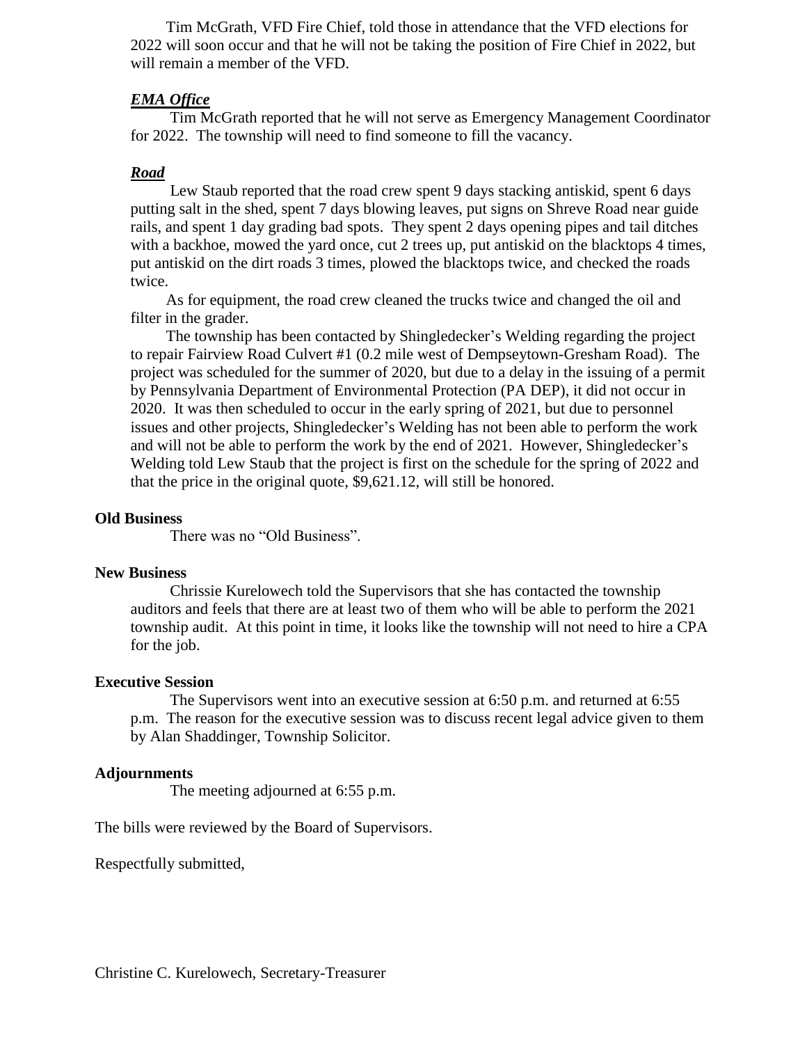Tim McGrath, VFD Fire Chief, told those in attendance that the VFD elections for 2022 will soon occur and that he will not be taking the position of Fire Chief in 2022, but will remain a member of the VFD.

***EMA Office***

Tim McGrath reported that he will not serve as Emergency Management Coordinator for 2022. The township will need to find someone to fill the vacancy.

***Road***

Lew Staub reported that the road crew spent 9 days stacking antiskid, spent 6 days putting salt in the shed, spent 7 days blowing leaves, put signs on Shreve Road near guide rails, and spent 1 day grading bad spots. They spent 2 days opening pipes and tail ditches with a backhoe, mowed the yard once, cut 2 trees up, put antiskid on the blacktops 4 times, put antiskid on the dirt roads 3 times, plowed the blacktops twice, and checked the roads twice.

As for equipment, the road crew cleaned the trucks twice and changed the oil and filter in the grader.

The township has been contacted by Shingledecker's Welding regarding the project to repair Fairview Road Culvert #1 (0.2 mile west of Dempseytown-Gresham Road). The project was scheduled for the summer of 2020, but due to a delay in the issuing of a permit by Pennsylvania Department of Environmental Protection (PA DEP), it did not occur in 2020. It was then scheduled to occur in the early spring of 2021, but due to personnel issues and other projects, Shingledecker's Welding has not been able to perform the work and will not be able to perform the work by the end of 2021. However, Shingledecker's Welding told Lew Staub that the project is first on the schedule for the spring of 2022 and that the price in the original quote, $9,621.12, will still be honored.

**Old Business**

There was no "Old Business".

**New Business**

Chrissie Kurelowech told the Supervisors that she has contacted the township auditors and feels that there are at least two of them who will be able to perform the 2021 township audit. At this point in time, it looks like the township will not need to hire a CPA for the job.

**Executive Session**

The Supervisors went into an executive session at 6:50 p.m. and returned at 6:55 p.m. The reason for the executive session was to discuss recent legal advice given to them by Alan Shaddinger, Township Solicitor.

**Adjournments**

The meeting adjourned at 6:55 p.m.

The bills were reviewed by the Board of Supervisors.

Respectfully submitted,

Christine C. Kurelowech, Secretary-Treasurer